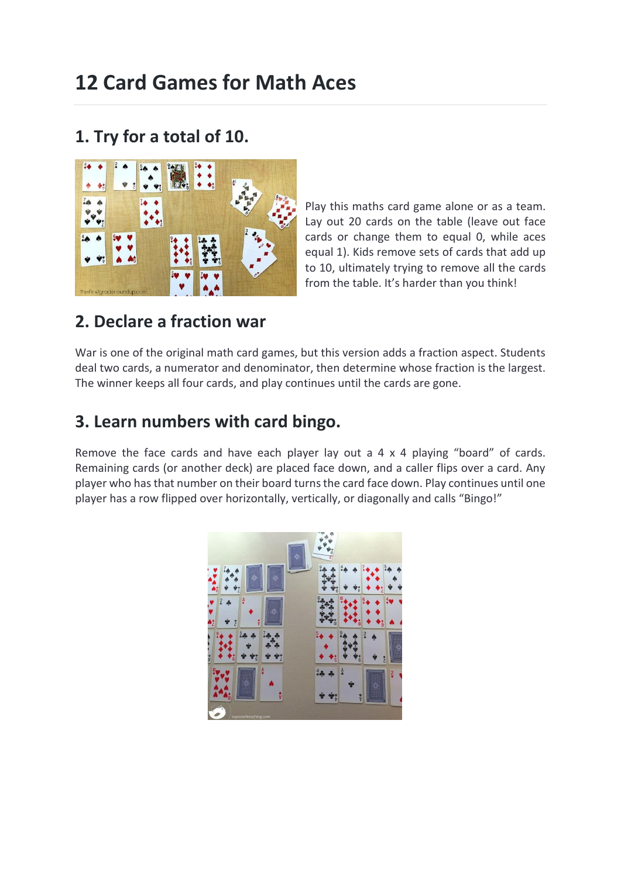# 12 Card Games for Math Aces

## 1. Try for a total of 10.

Play this maths card game alone or as a team. Lay out 20 cards on the table (leave out face cards or change them to equal 0, while aces equal 1). Kids remove sets of cards that add up to 10, ultimately trying to remove all the cards from the table. It's harder than you think!

## 2. Declare a fraction war

War is one of the original math card games, but this version adds a fraction aspect. Students deal two cards, a numerator and denominator, then determine whose fraction is the largest. The winner keeps all four cards, and play continues until the cards are gone.

## 3. Learn numbers with card bingo.

Remove the face cards and have each player lay out a 4 x 4 playing "board" of cards. Remaining cards (or another deck) are placed face down, and a caller flips over a card. Any player who has that number on their board turns the card face down. Play continues until one player has a row flipped over horizontally, vertically, or diagonally and calls "Bingo!"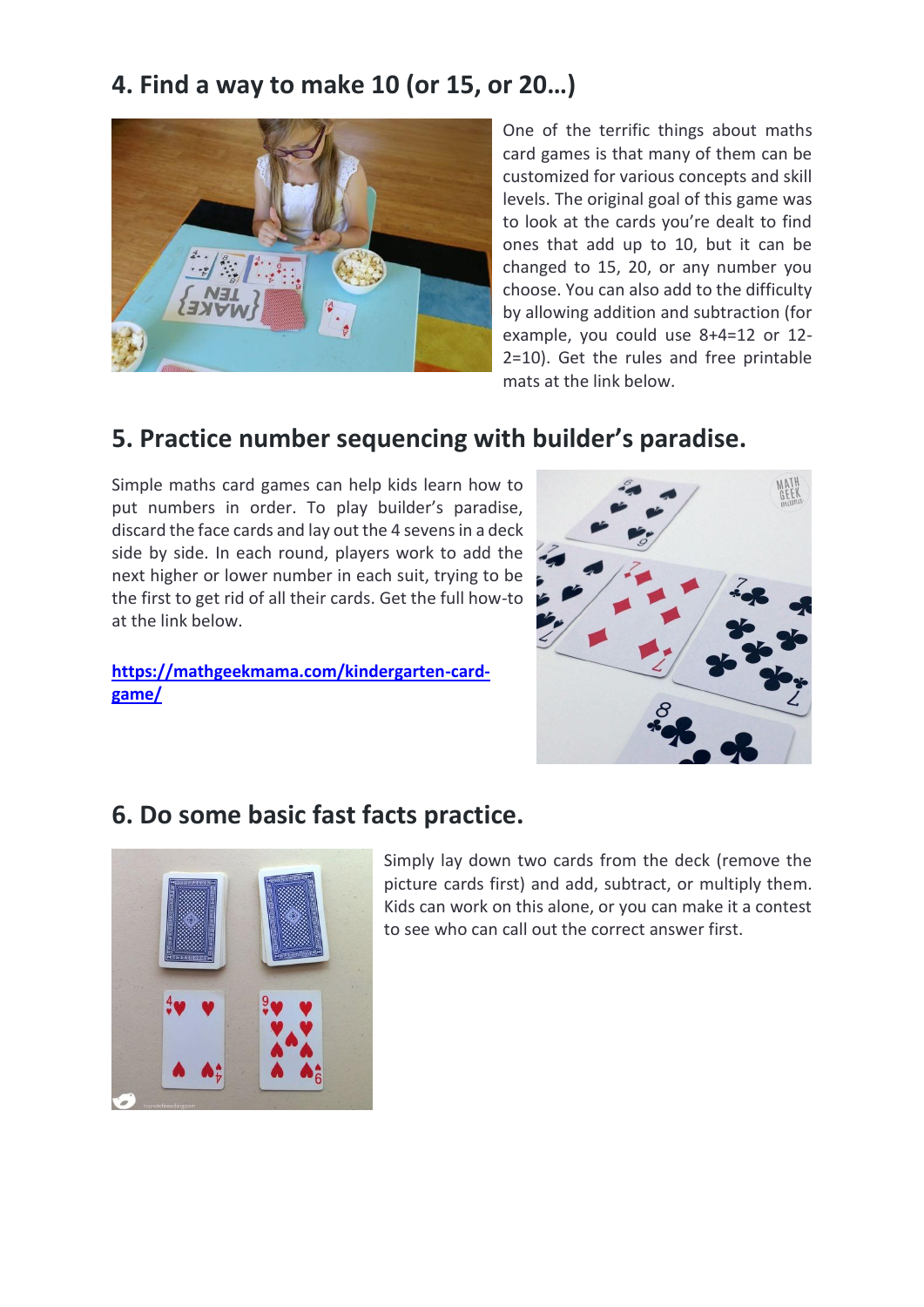## 4. Find a way to make 10 (or 15, or 20…)

One of the terrific things about maths card games is that many of them can be customized for various concepts and skill levels. The original goal of this game was to look at the cards you're dealt to find ones that add up to 10, but it can be changed to 15, 20, or any number you choose. You can also add to the difficulty by allowing addition and subtraction (for example, you could use 8+4=12 or 12-2=10). Get the rules and free printable mats at the link below.

## 5. Practice number sequencing with builder's paradise.

Simple maths card games can help kids learn how to put numbers in order. To play builder's paradise, discard the face cards and lay out the 4 sevens in a deck side by side. In each round, players work to add the next higher or lower number in each suit, trying to be the first to get rid of all their cards. Get the full how-to at the link below.

[https://mathgeekmama.com/kindergarten-card-game/](https://mathgeekmama.com/kindergarten-card-game/)

## 6. Do some basic fast facts practice.

Simply lay down two cards from the deck (remove the picture cards first) and add, subtract, or multiply them. Kids can work on this alone, or you can make it a contest to see who can call out the correct answer first.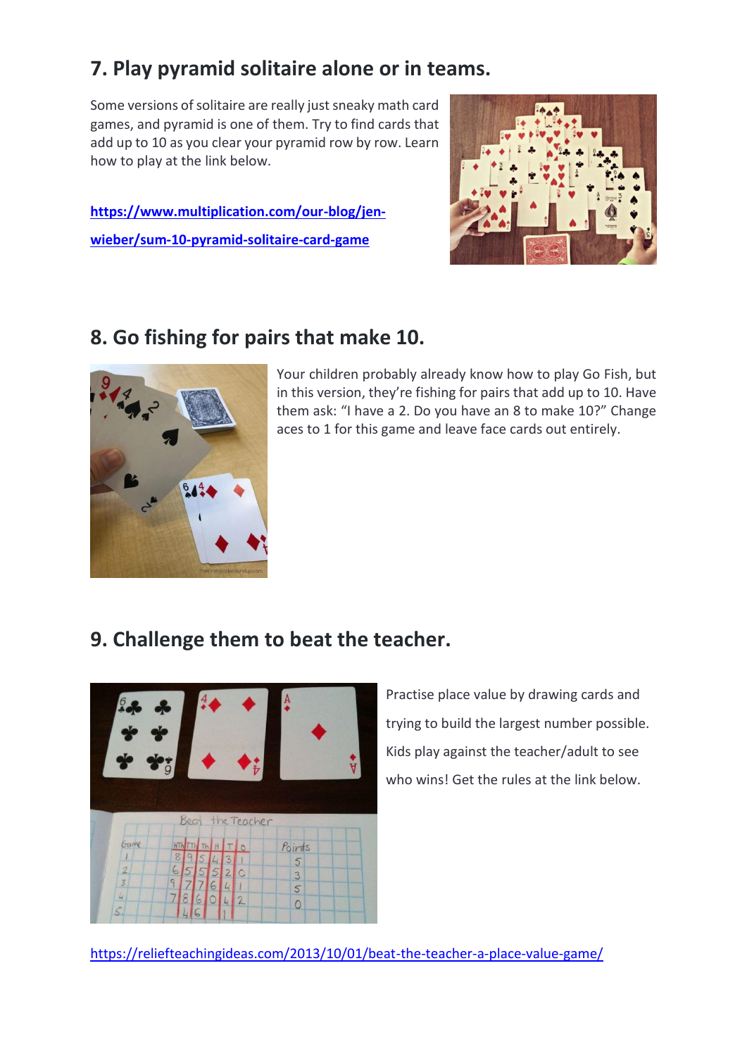## 7. Play pyramid solitaire alone or in teams.

Some versions of solitaire are really just sneaky math card games, and pyramid is one of them. Try to find cards that add up to 10 as you clear your pyramid row by row. Learn how to play at the link below.

**https://www.multiplication.com/our-blog/jen-wieber/sum-10-pyramid-solitaire-card-game**

## 8. Go fishing for pairs that make 10.

Your children probably already know how to play Go Fish, but in this version, they're fishing for pairs that add up to 10. Have them ask: "I have a 2. Do you have an 8 to make 10?" Change aces to 1 for this game and leave face cards out entirely.

## 9. Challenge them to beat the teacher.

Practise place value by drawing cards and trying to build the largest number possible. Kids play against the teacher/adult to see who wins! Get the rules at the link below.

https://reliefteachingideas.com/2013/10/01/beat-the-teacher-a-place-value-game/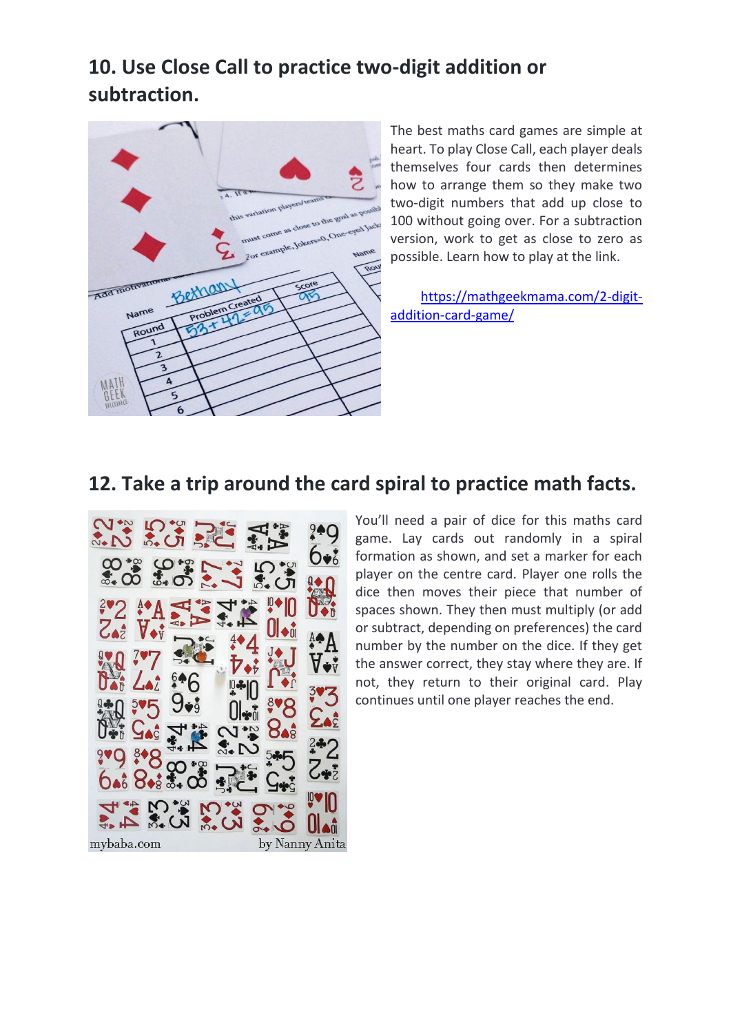## 10. Use Close Call to practice two-digit addition or subtraction.

The best maths card games are simple at heart. To play Close Call, each player deals themselves four cards then determines how to arrange them so they make two two-digit numbers that add up close to 100 without going over. For a subtraction version, work to get as close to zero as possible. Learn how to play at the link.

[https://mathgeekmama.com/2-digit-addition-card-game/](https://mathgeekmama.com/2-digit-addition-card-game/)

## 12. Take a trip around the card spiral to practice math facts.

You'll need a pair of dice for this maths card game. Lay cards out randomly in a spiral formation as shown, and set a marker for each player on the centre card. Player one rolls the dice then moves their piece that number of spaces shown. They then must multiply (or add or subtract, depending on preferences) the card number by the number on the dice. If they get the answer correct, they stay where they are. If not, they return to their original card. Play continues until one player reaches the end.